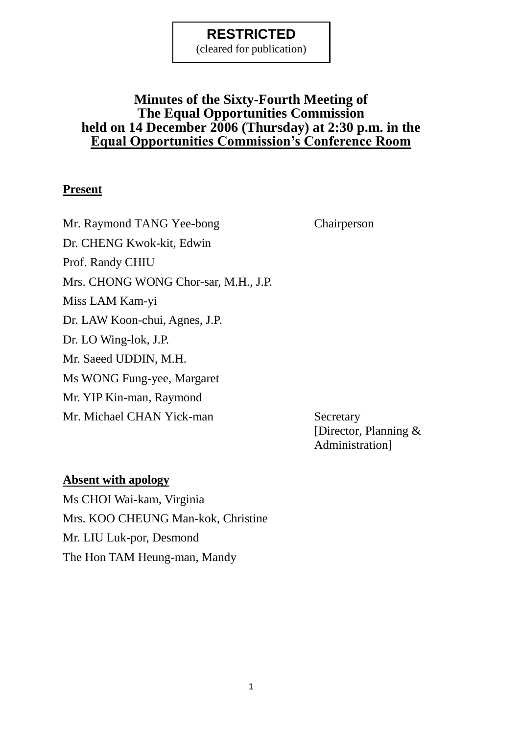**RESTRICTED**
(cleared for publication)

# Minutes of the Sixty-Fourth Meeting of The Equal Opportunities Commission held on 14 December 2006 (Thursday) at 2:30 p.m. in the Equal Opportunities Commission's Conference Room

## Present

| | |
|---|---|
| Mr. Raymond TANG Yee-bong | Chairperson |
| Dr. CHENG Kwok-kit, Edwin | |
| Prof. Randy CHIU | |
| Mrs. CHONG WONG Chor-sar, M.H., J.P. | |
| Miss LAM Kam-yi | |
| Dr. LAW Koon-chui, Agnes, J.P. | |
| Dr. LO Wing-lok, J.P. | |
| Mr. Saeed UDDIN, M.H. | |
| Ms WONG Fung-yee, Margaret | |
| Mr. YIP Kin-man, Raymond | |
| Mr. Michael CHAN Yick-man | Secretary [Director, Planning & Administration] |

## Absent with apology

Ms CHOI Wai-kam, Virginia
Mrs. KOO CHEUNG Man-kok, Christine
Mr. LIU Luk-por, Desmond
The Hon TAM Heung-man, Mandy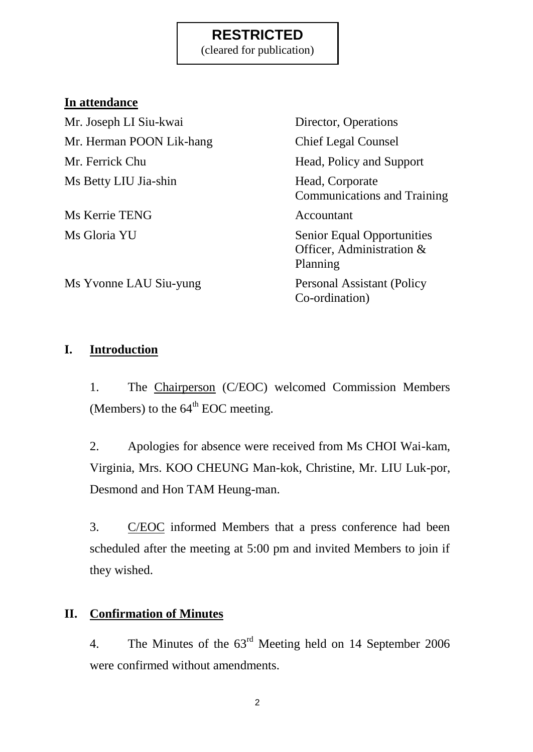**RESTRICTED**
(cleared for publication)

**In attendance**

| | |
|---|---|
| Mr. Joseph LI Siu-kwai | Director, Operations |
| Mr. Herman POON Lik-hang | Chief Legal Counsel |
| Mr. Ferrick Chu | Head, Policy and Support |
| Ms Betty LIU Jia-shin | Head, Corporate Communications and Training |
| Ms Kerrie TENG | Accountant |
| Ms Gloria YU | Senior Equal Opportunities Officer, Administration & Planning |
| Ms Yvonne LAU Siu-yung | Personal Assistant (Policy Co-ordination) |

## I. Introduction

1. The Chairperson (C/EOC) welcomed Commission Members (Members) to the 64th EOC meeting.

2. Apologies for absence were received from Ms CHOI Wai-kam, Virginia, Mrs. KOO CHEUNG Man-kok, Christine, Mr. LIU Luk-por, Desmond and Hon TAM Heung-man.

3. C/EOC informed Members that a press conference had been scheduled after the meeting at 5:00 pm and invited Members to join if they wished.

## II. Confirmation of Minutes

4. The Minutes of the 63rd Meeting held on 14 September 2006 were confirmed without amendments.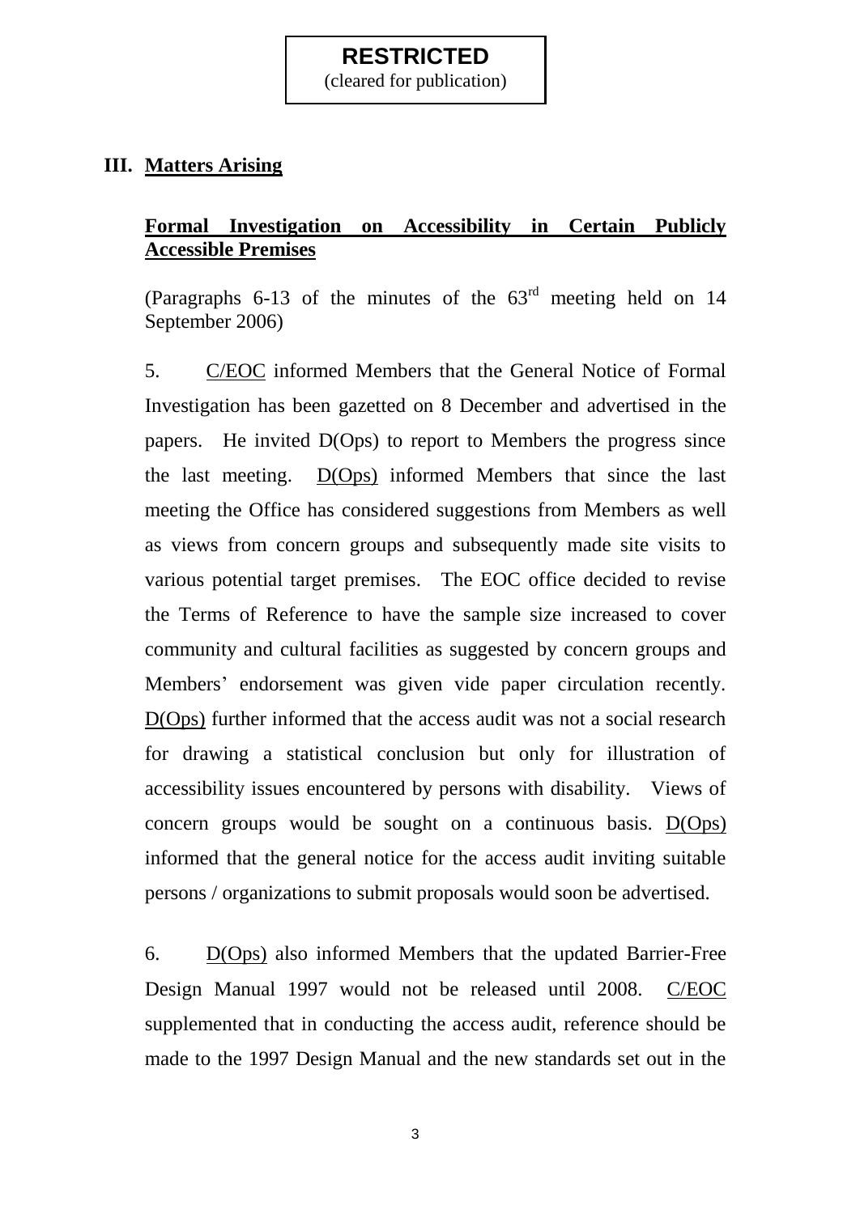**RESTRICTED**
(cleared for publication)

## III. Matters Arising

### Formal Investigation on Accessibility in Certain Publicly Accessible Premises

(Paragraphs 6-13 of the minutes of the 63rd meeting held on 14 September 2006)

5. C/EOC informed Members that the General Notice of Formal Investigation has been gazetted on 8 December and advertised in the papers. He invited D(Ops) to report to Members the progress since the last meeting. D(Ops) informed Members that since the last meeting the Office has considered suggestions from Members as well as views from concern groups and subsequently made site visits to various potential target premises. The EOC office decided to revise the Terms of Reference to have the sample size increased to cover community and cultural facilities as suggested by concern groups and Members' endorsement was given vide paper circulation recently. D(Ops) further informed that the access audit was not a social research for drawing a statistical conclusion but only for illustration of accessibility issues encountered by persons with disability. Views of concern groups would be sought on a continuous basis. D(Ops) informed that the general notice for the access audit inviting suitable persons / organizations to submit proposals would soon be advertised.

6. D(Ops) also informed Members that the updated Barrier-Free Design Manual 1997 would not be released until 2008. C/EOC supplemented that in conducting the access audit, reference should be made to the 1997 Design Manual and the new standards set out in the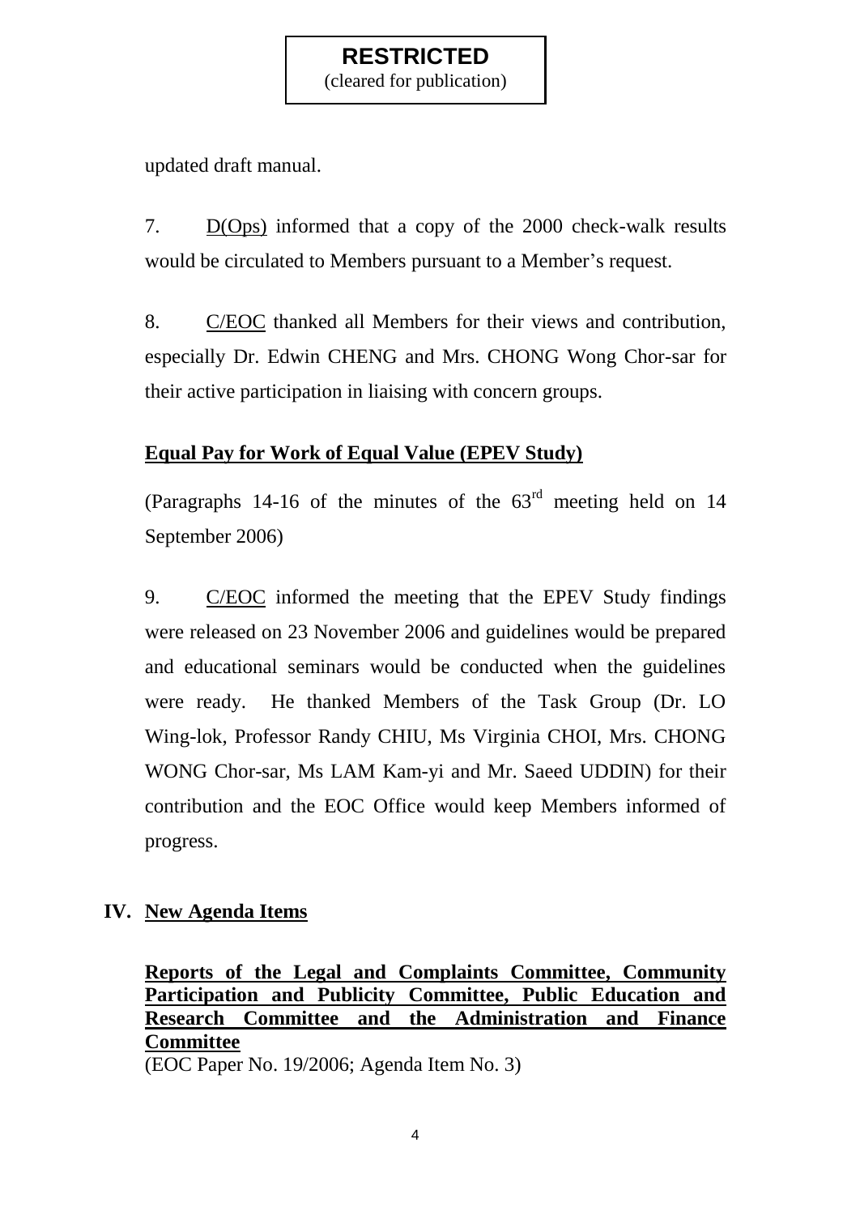**RESTRICTED**
(cleared for publication)

updated draft manual.

7. D(Ops) informed that a copy of the 2000 check-walk results would be circulated to Members pursuant to a Member's request.

8. C/EOC thanked all Members for their views and contribution, especially Dr. Edwin CHENG and Mrs. CHONG Wong Chor-sar for their active participation in liaising with concern groups.

**Equal Pay for Work of Equal Value (EPEV Study)**

(Paragraphs 14-16 of the minutes of the 63rd meeting held on 14 September 2006)

9. C/EOC informed the meeting that the EPEV Study findings were released on 23 November 2006 and guidelines would be prepared and educational seminars would be conducted when the guidelines were ready. He thanked Members of the Task Group (Dr. LO Wing-lok, Professor Randy CHIU, Ms Virginia CHOI, Mrs. CHONG WONG Chor-sar, Ms LAM Kam-yi and Mr. Saeed UDDIN) for their contribution and the EOC Office would keep Members informed of progress.

## IV. New Agenda Items

**Reports of the Legal and Complaints Committee, Community Participation and Publicity Committee, Public Education and Research Committee and the Administration and Finance Committee**
(EOC Paper No. 19/2006; Agenda Item No. 3)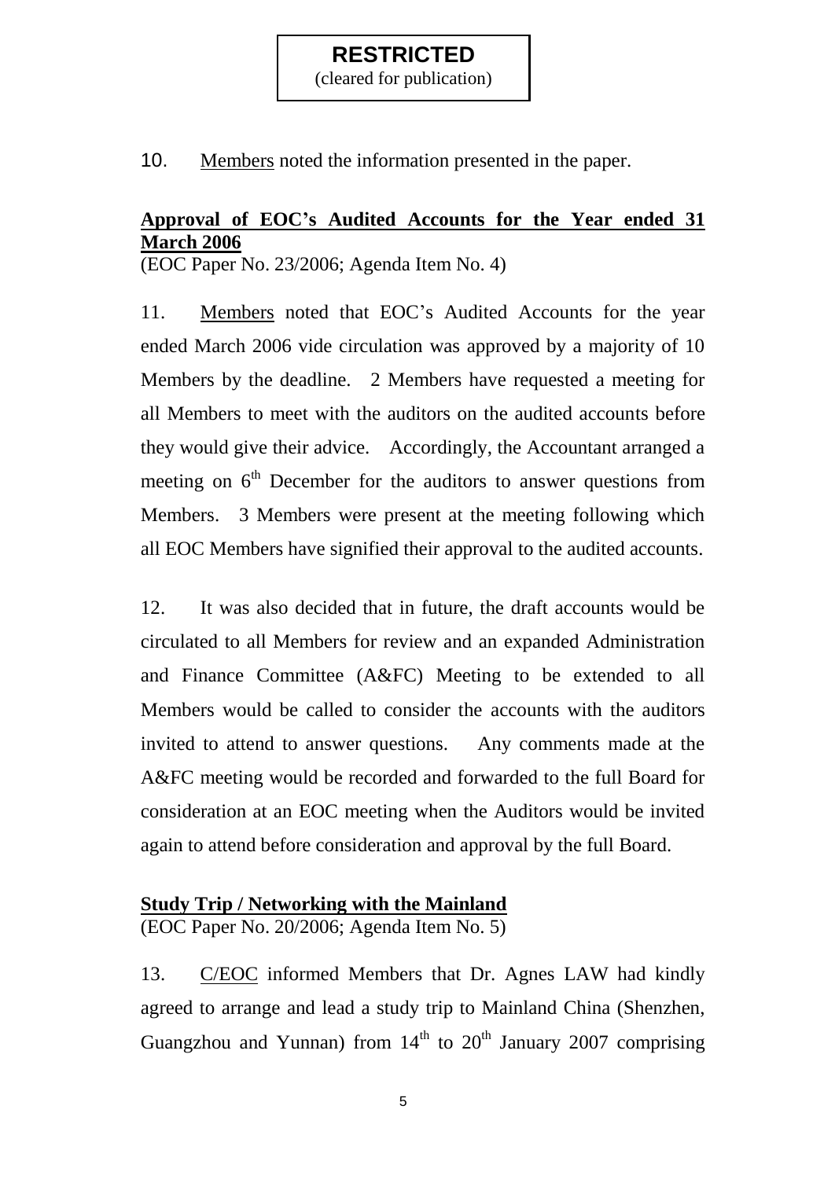**RESTRICTED**
(cleared for publication)

10. Members noted the information presented in the paper.

**Approval of EOC's Audited Accounts for the Year ended 31 March 2006**
(EOC Paper No. 23/2006; Agenda Item No. 4)

11. Members noted that EOC's Audited Accounts for the year ended March 2006 vide circulation was approved by a majority of 10 Members by the deadline. 2 Members have requested a meeting for all Members to meet with the auditors on the audited accounts before they would give their advice. Accordingly, the Accountant arranged a meeting on 6th December for the auditors to answer questions from Members. 3 Members were present at the meeting following which all EOC Members have signified their approval to the audited accounts.

12. It was also decided that in future, the draft accounts would be circulated to all Members for review and an expanded Administration and Finance Committee (A&FC) Meeting to be extended to all Members would be called to consider the accounts with the auditors invited to attend to answer questions. Any comments made at the A&FC meeting would be recorded and forwarded to the full Board for consideration at an EOC meeting when the Auditors would be invited again to attend before consideration and approval by the full Board.

**Study Trip / Networking with the Mainland**
(EOC Paper No. 20/2006; Agenda Item No. 5)

13. C/EOC informed Members that Dr. Agnes LAW had kindly agreed to arrange and lead a study trip to Mainland China (Shenzhen, Guangzhou and Yunnan) from 14th to 20th January 2007 comprising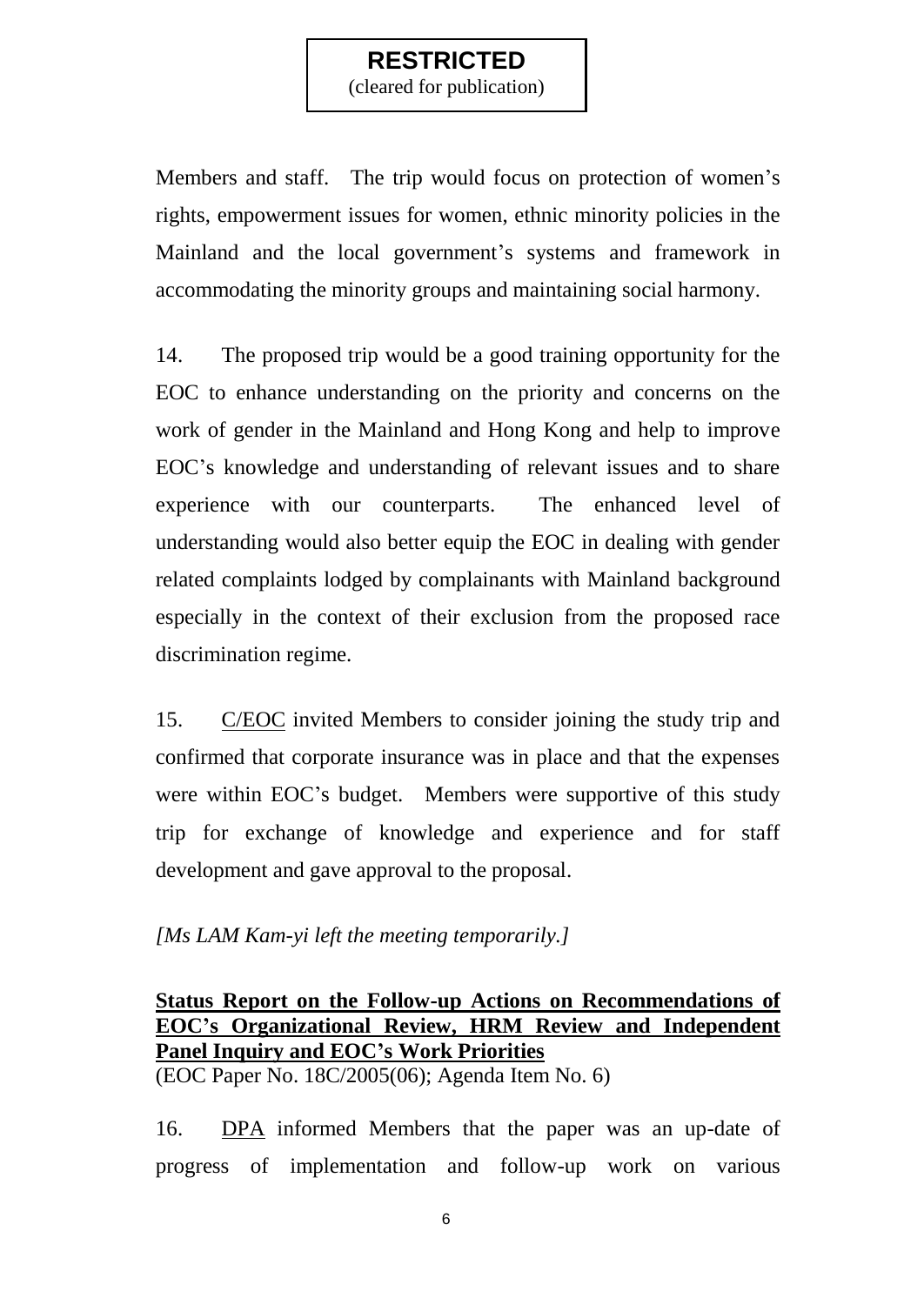**RESTRICTED**
(cleared for publication)

Members and staff. The trip would focus on protection of women's rights, empowerment issues for women, ethnic minority policies in the Mainland and the local government's systems and framework in accommodating the minority groups and maintaining social harmony.

14. The proposed trip would be a good training opportunity for the EOC to enhance understanding on the priority and concerns on the work of gender in the Mainland and Hong Kong and help to improve EOC's knowledge and understanding of relevant issues and to share experience with our counterparts. The enhanced level of understanding would also better equip the EOC in dealing with gender related complaints lodged by complainants with Mainland background especially in the context of their exclusion from the proposed race discrimination regime.

15. <u>C/EOC</u> invited Members to consider joining the study trip and confirmed that corporate insurance was in place and that the expenses were within EOC's budget. Members were supportive of this study trip for exchange of knowledge and experience and for staff development and gave approval to the proposal.

*[Ms LAM Kam-yi left the meeting temporarily.]*

**<u>Status Report on the Follow-up Actions on Recommendations of EOC's Organizational Review, HRM Review and Independent Panel Inquiry and EOC's Work Priorities</u>**
(EOC Paper No. 18C/2005(06); Agenda Item No. 6)

16. <u>DPA</u> informed Members that the paper was an up-date of progress of implementation and follow-up work on various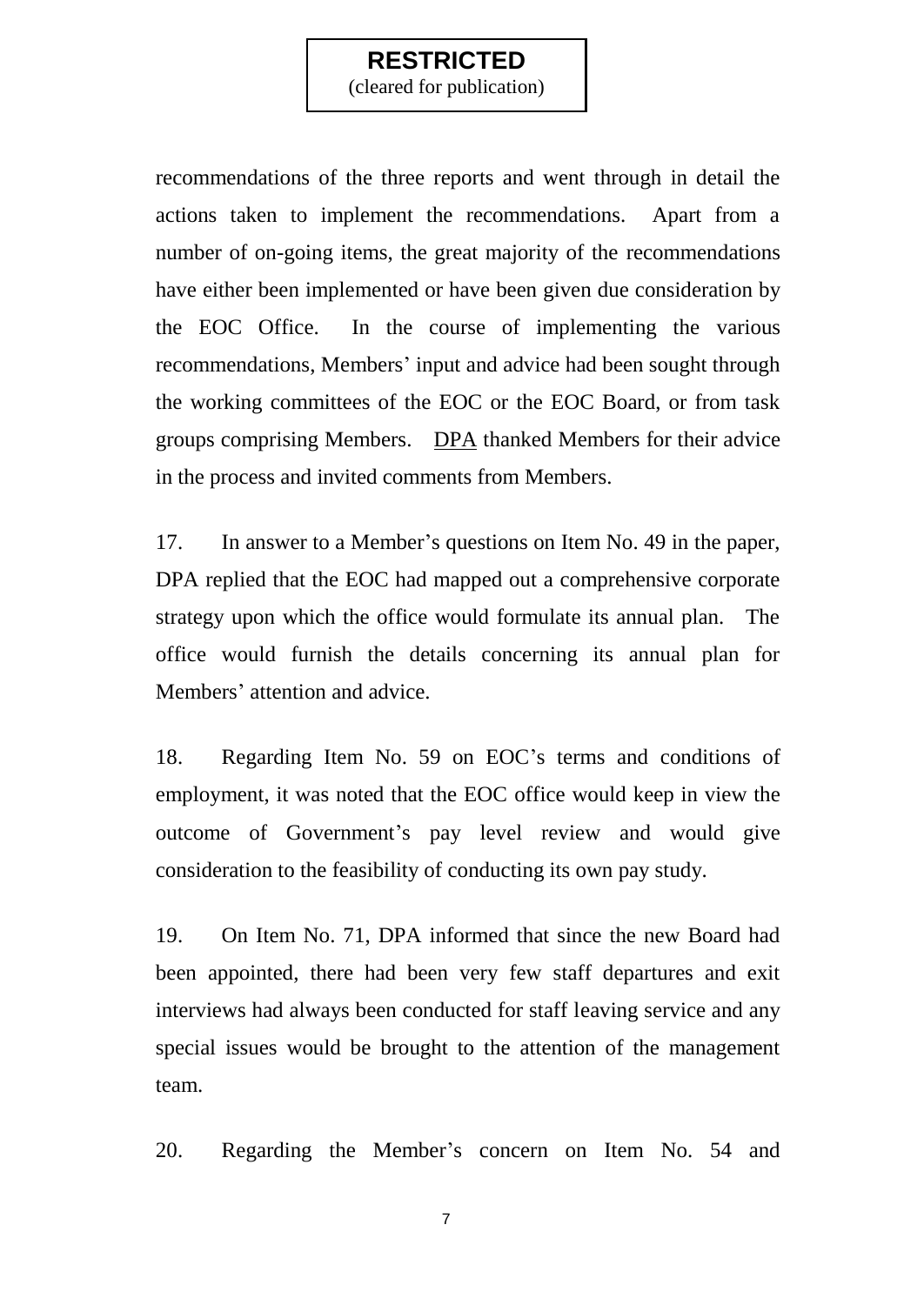**RESTRICTED**
(cleared for publication)

recommendations of the three reports and went through in detail the actions taken to implement the recommendations. Apart from a number of on-going items, the great majority of the recommendations have either been implemented or have been given due consideration by the EOC Office. In the course of implementing the various recommendations, Members' input and advice had been sought through the working committees of the EOC or the EOC Board, or from task groups comprising Members. DPA thanked Members for their advice in the process and invited comments from Members.

17. In answer to a Member's questions on Item No. 49 in the paper, DPA replied that the EOC had mapped out a comprehensive corporate strategy upon which the office would formulate its annual plan. The office would furnish the details concerning its annual plan for Members' attention and advice.

18. Regarding Item No. 59 on EOC's terms and conditions of employment, it was noted that the EOC office would keep in view the outcome of Government's pay level review and would give consideration to the feasibility of conducting its own pay study.

19. On Item No. 71, DPA informed that since the new Board had been appointed, there had been very few staff departures and exit interviews had always been conducted for staff leaving service and any special issues would be brought to the attention of the management team.

20. Regarding the Member's concern on Item No. 54 and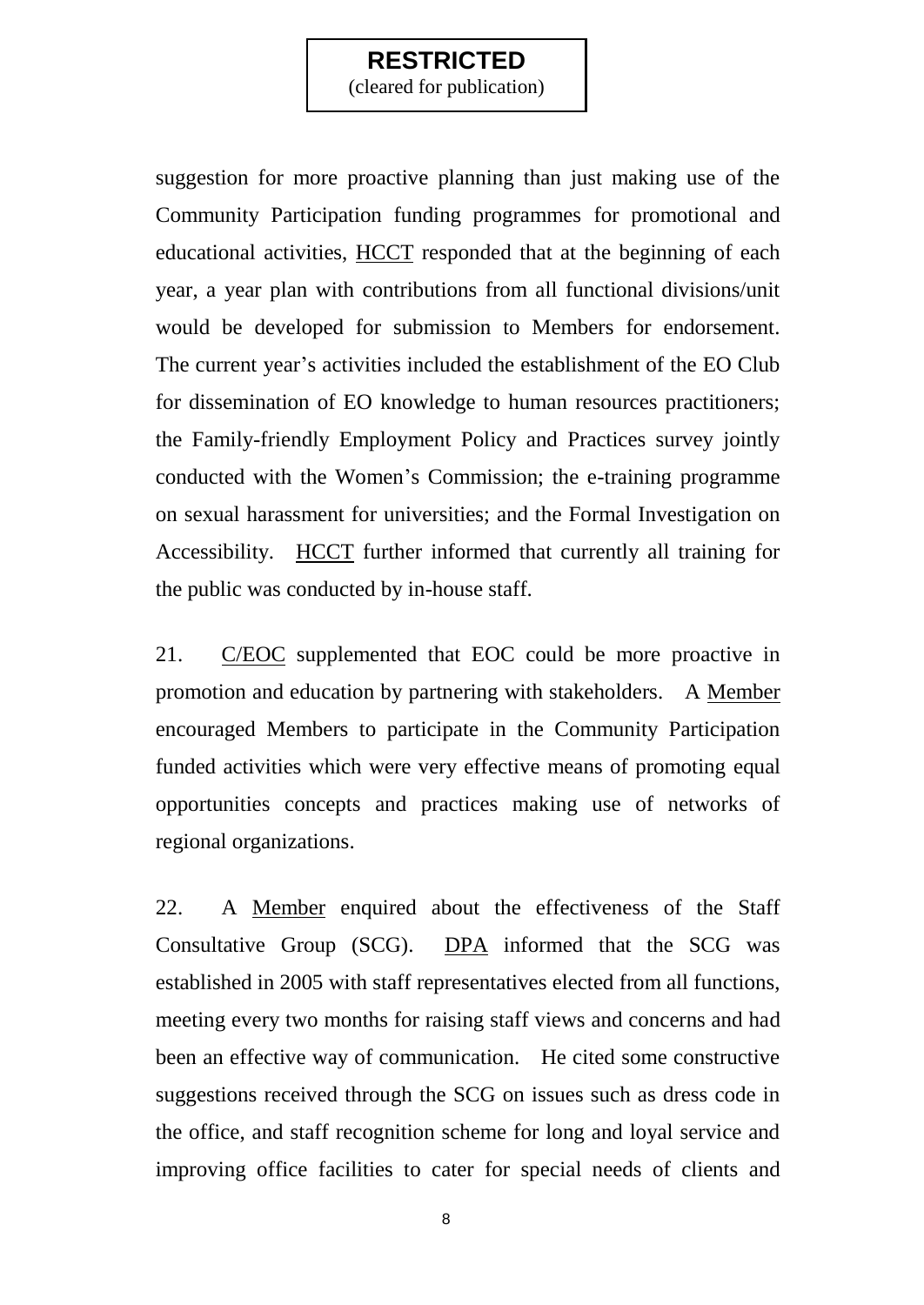**RESTRICTED**
(cleared for publication)

suggestion for more proactive planning than just making use of the Community Participation funding programmes for promotional and educational activities, HCCT responded that at the beginning of each year, a year plan with contributions from all functional divisions/unit would be developed for submission to Members for endorsement. The current year's activities included the establishment of the EO Club for dissemination of EO knowledge to human resources practitioners; the Family-friendly Employment Policy and Practices survey jointly conducted with the Women's Commission; the e-training programme on sexual harassment for universities; and the Formal Investigation on Accessibility. HCCT further informed that currently all training for the public was conducted by in-house staff.

21. C/EOC supplemented that EOC could be more proactive in promotion and education by partnering with stakeholders. A Member encouraged Members to participate in the Community Participation funded activities which were very effective means of promoting equal opportunities concepts and practices making use of networks of regional organizations.

22. A Member enquired about the effectiveness of the Staff Consultative Group (SCG). DPA informed that the SCG was established in 2005 with staff representatives elected from all functions, meeting every two months for raising staff views and concerns and had been an effective way of communication. He cited some constructive suggestions received through the SCG on issues such as dress code in the office, and staff recognition scheme for long and loyal service and improving office facilities to cater for special needs of clients and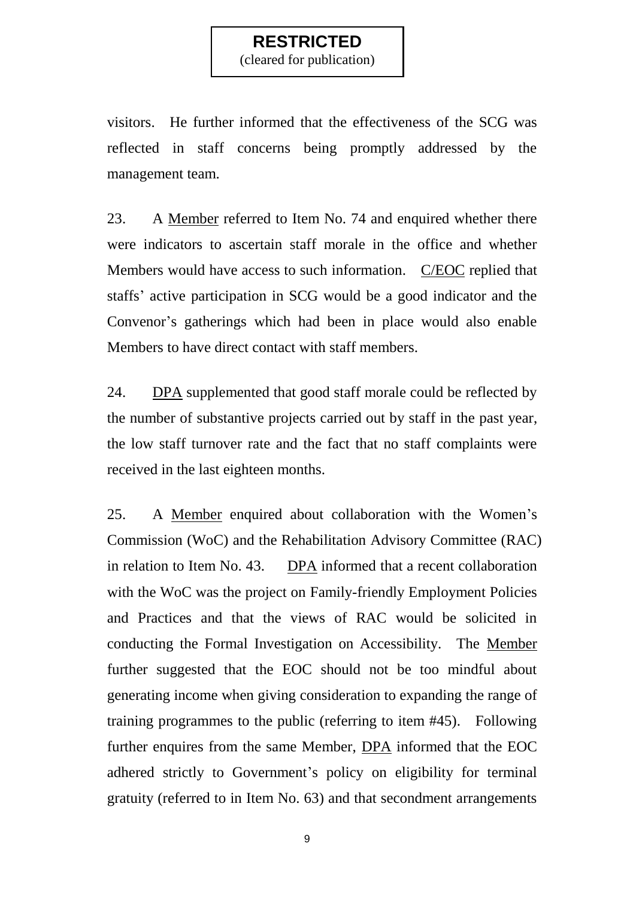**RESTRICTED**
(cleared for publication)

visitors. He further informed that the effectiveness of the SCG was reflected in staff concerns being promptly addressed by the management team.

23. A <u>Member</u> referred to Item No. 74 and enquired whether there were indicators to ascertain staff morale in the office and whether Members would have access to such information. <u>C/EOC</u> replied that staffs' active participation in SCG would be a good indicator and the Convenor's gatherings which had been in place would also enable Members to have direct contact with staff members.

24. <u>DPA</u> supplemented that good staff morale could be reflected by the number of substantive projects carried out by staff in the past year, the low staff turnover rate and the fact that no staff complaints were received in the last eighteen months.

25. A <u>Member</u> enquired about collaboration with the Women's Commission (WoC) and the Rehabilitation Advisory Committee (RAC) in relation to Item No. 43. <u>DPA</u> informed that a recent collaboration with the WoC was the project on Family-friendly Employment Policies and Practices and that the views of RAC would be solicited in conducting the Formal Investigation on Accessibility. The <u>Member</u> further suggested that the EOC should not be too mindful about generating income when giving consideration to expanding the range of training programmes to the public (referring to item #45). Following further enquires from the same Member, <u>DPA</u> informed that the EOC adhered strictly to Government's policy on eligibility for terminal gratuity (referred to in Item No. 63) and that secondment arrangements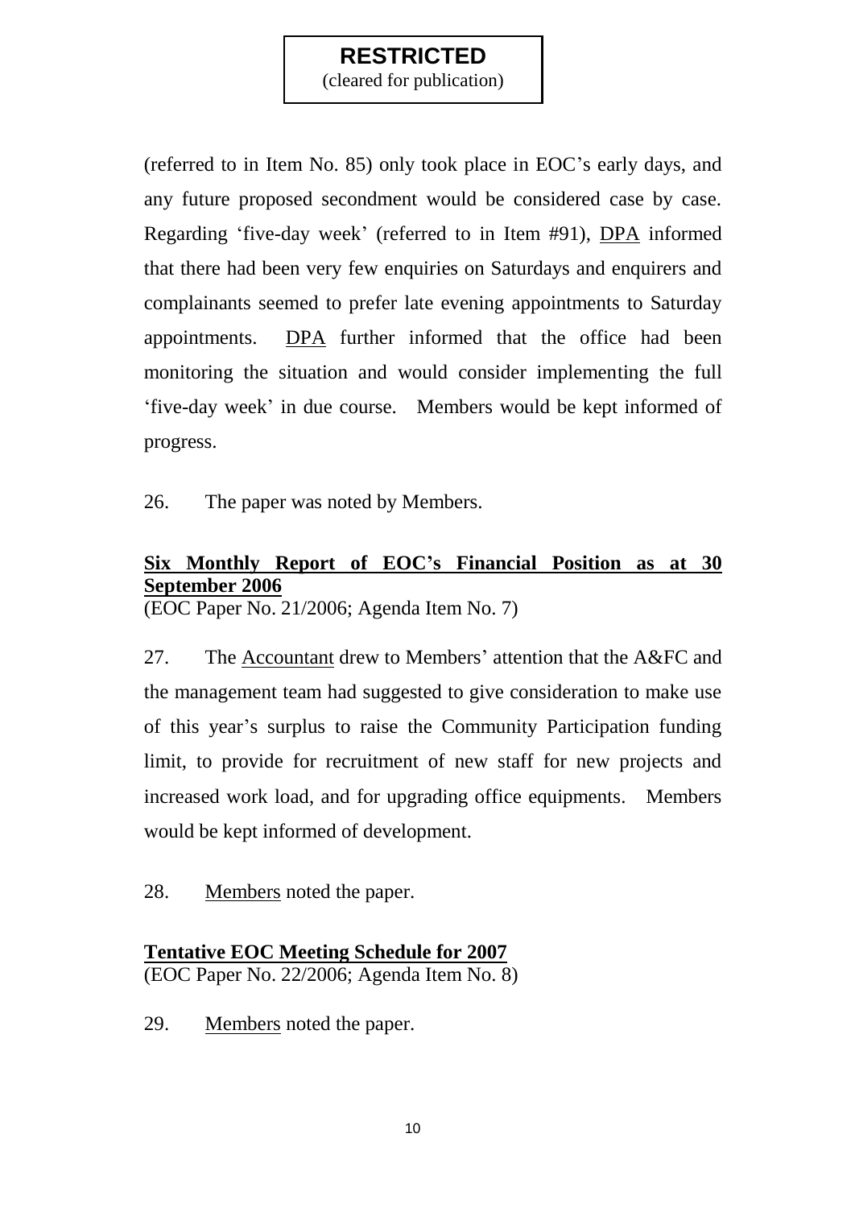**RESTRICTED**
(cleared for publication)

(referred to in Item No. 85) only took place in EOC's early days, and any future proposed secondment would be considered case by case. Regarding 'five-day week' (referred to in Item #91), DPA informed that there had been very few enquiries on Saturdays and enquirers and complainants seemed to prefer late evening appointments to Saturday appointments. DPA further informed that the office had been monitoring the situation and would consider implementing the full 'five-day week' in due course. Members would be kept informed of progress.

26. The paper was noted by Members.

**Six Monthly Report of EOC's Financial Position as at 30 September 2006**
(EOC Paper No. 21/2006; Agenda Item No. 7)

27. The Accountant drew to Members' attention that the A&FC and the management team had suggested to give consideration to make use of this year's surplus to raise the Community Participation funding limit, to provide for recruitment of new staff for new projects and increased work load, and for upgrading office equipments. Members would be kept informed of development.

28. Members noted the paper.

**Tentative EOC Meeting Schedule for 2007**
(EOC Paper No. 22/2006; Agenda Item No. 8)

29. Members noted the paper.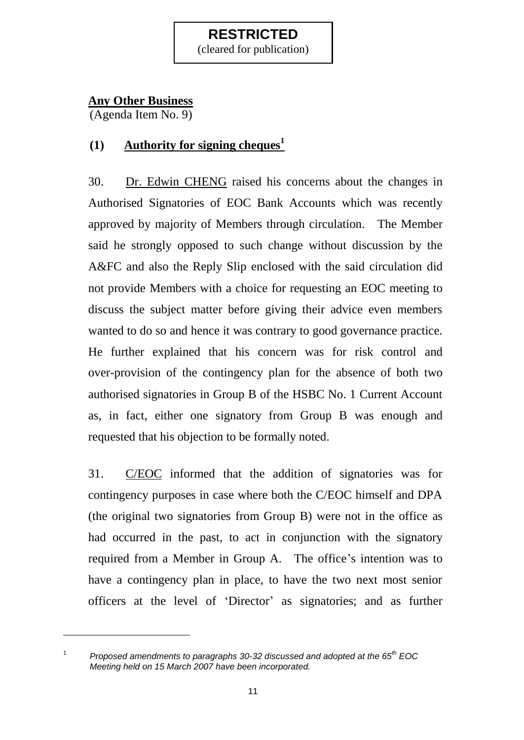**RESTRICTED**
(cleared for publication)

**Any Other Business**
(Agenda Item No. 9)

## (1) Authority for signing cheques[1]

30. Dr. Edwin CHENG raised his concerns about the changes in Authorised Signatories of EOC Bank Accounts which was recently approved by majority of Members through circulation. The Member said he strongly opposed to such change without discussion by the A&FC and also the Reply Slip enclosed with the said circulation did not provide Members with a choice for requesting an EOC meeting to discuss the subject matter before giving their advice even members wanted to do so and hence it was contrary to good governance practice. He further explained that his concern was for risk control and over-provision of the contingency plan for the absence of both two authorised signatories in Group B of the HSBC No. 1 Current Account as, in fact, either one signatory from Group B was enough and requested that his objection to be formally noted.

31. C/EOC informed that the addition of signatories was for contingency purposes in case where both the C/EOC himself and DPA (the original two signatories from Group B) were not in the office as had occurred in the past, to act in conjunction with the signatory required from a Member in Group A. The office's intention was to have a contingency plan in place, to have the two next most senior officers at the level of 'Director' as signatories; and as further

---

[1] *Proposed amendments to paragraphs 30-32 discussed and adopted at the 65th EOC Meeting held on 15 March 2007 have been incorporated.*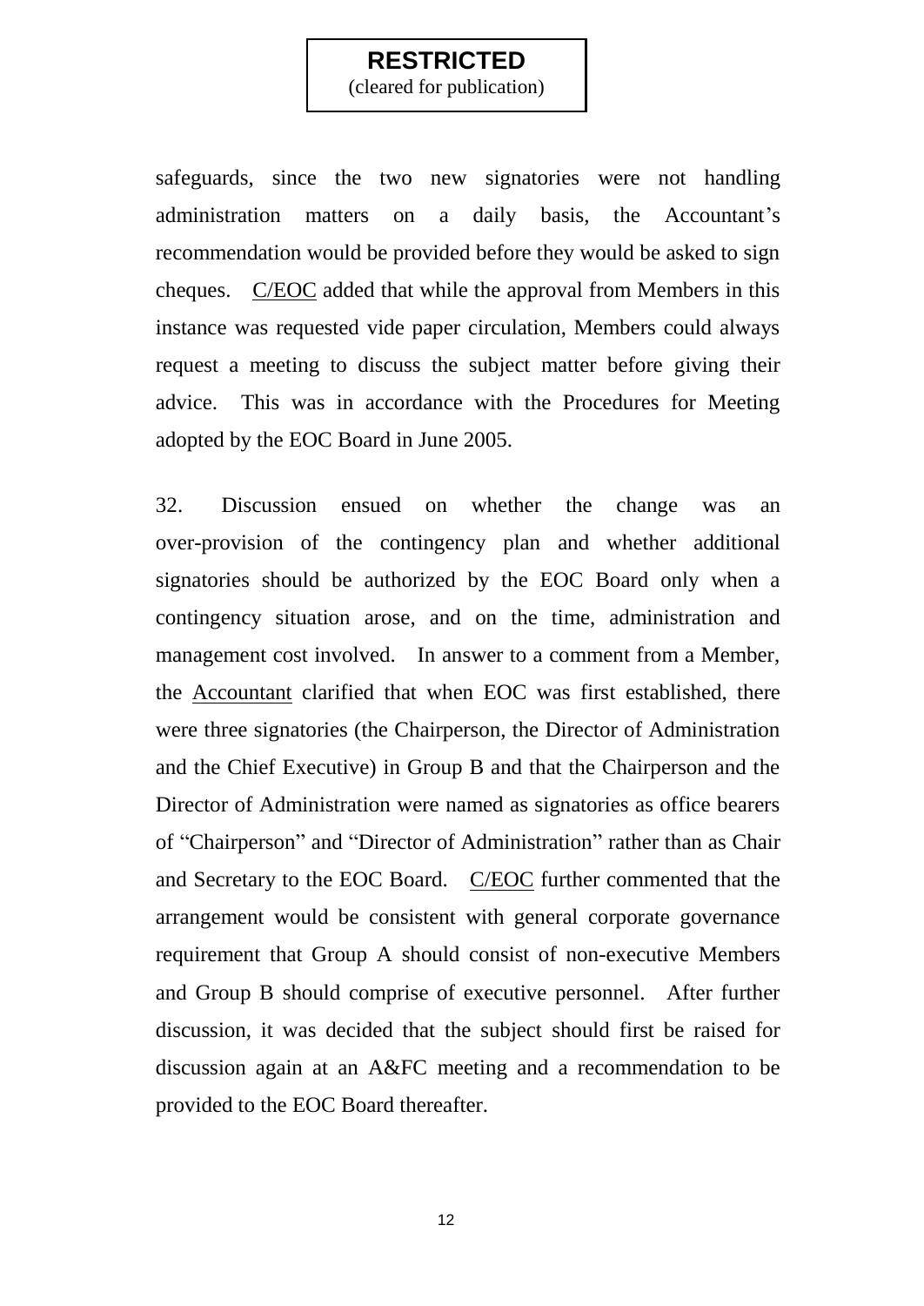**RESTRICTED**
(cleared for publication)

safeguards, since the two new signatories were not handling administration matters on a daily basis, the Accountant's recommendation would be provided before they would be asked to sign cheques. C/EOC added that while the approval from Members in this instance was requested vide paper circulation, Members could always request a meeting to discuss the subject matter before giving their advice. This was in accordance with the Procedures for Meeting adopted by the EOC Board in June 2005.

32. Discussion ensued on whether the change was an over-provision of the contingency plan and whether additional signatories should be authorized by the EOC Board only when a contingency situation arose, and on the time, administration and management cost involved. In answer to a comment from a Member, the Accountant clarified that when EOC was first established, there were three signatories (the Chairperson, the Director of Administration and the Chief Executive) in Group B and that the Chairperson and the Director of Administration were named as signatories as office bearers of "Chairperson" and "Director of Administration" rather than as Chair and Secretary to the EOC Board. C/EOC further commented that the arrangement would be consistent with general corporate governance requirement that Group A should consist of non-executive Members and Group B should comprise of executive personnel. After further discussion, it was decided that the subject should first be raised for discussion again at an A&FC meeting and a recommendation to be provided to the EOC Board thereafter.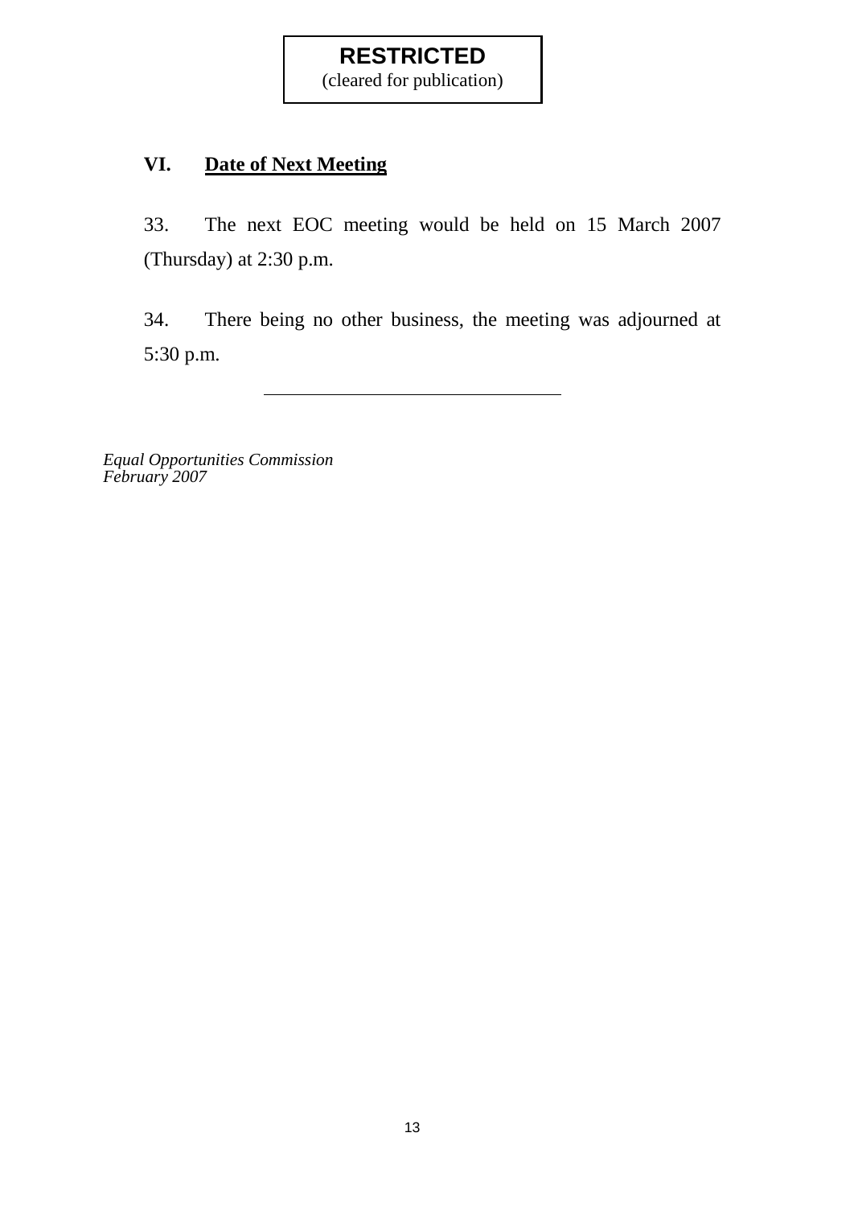**RESTRICTED**
(cleared for publication)

## VI. Date of Next Meeting

33. The next EOC meeting would be held on 15 March 2007 (Thursday) at 2:30 p.m.

34. There being no other business, the meeting was adjourned at 5:30 p.m.

---

*Equal Opportunities Commission*
*February 2007*